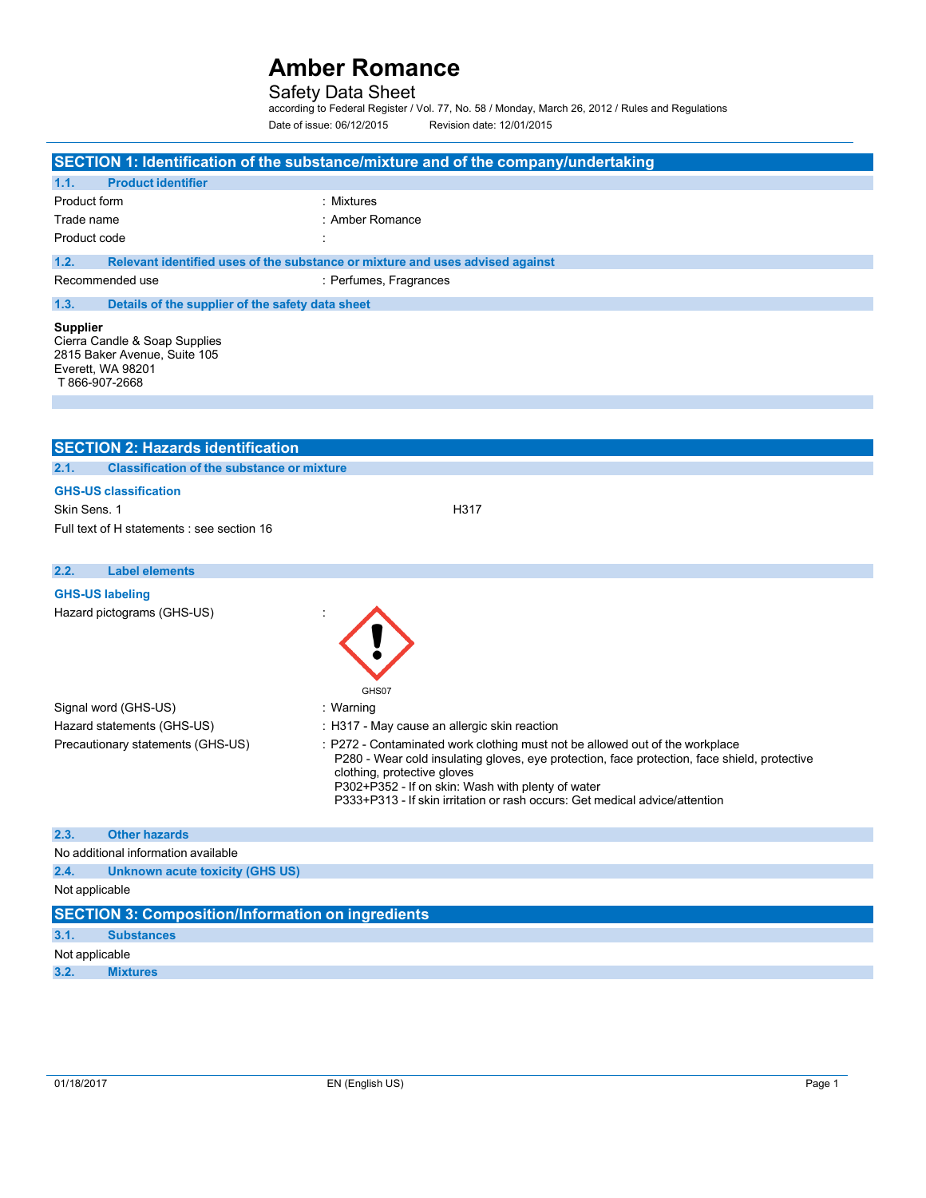# Amber Romance

## Safety Data Sheet

according to Federal Register / Vol. 77, No. 58 / Monday, March 26, 2012 / Rules and Regulations

Date of issue: 06/12/2015 Revision date: 12/01/2015

## SECTION 1: Identification of the substance/mixture and of the company/undertaking

### 1.1. Product identifier

Product form : Mixtures

Trade name : Amber Romance

Product code :

### 1.2. Relevant identified uses of the substance or mixture and uses advised against

Recommended use : Perfumes, Fragrances

### 1.3. Details of the supplier of the safety data sheet

**Supplier**
Cierra Candle & Soap Supplies
2815 Baker Avenue, Suite 105
Everett, WA 98201
T 866-907-2668

## SECTION 2: Hazards identification

### 2.1. Classification of the substance or mixture

**GHS-US classification**

Skin Sens. 1 H317

Full text of H statements : see section 16

### 2.2. Label elements

**GHS-US labeling**

Hazard pictograms (GHS-US) :

GHS07

Signal word (GHS-US) : Warning

Hazard statements (GHS-US) : H317 - May cause an allergic skin reaction

Precautionary statements (GHS-US) : P272 - Contaminated work clothing must not be allowed out of the workplace
P280 - Wear cold insulating gloves, eye protection, face protection, face shield, protective clothing, protective gloves
P302+P352 - If on skin: Wash with plenty of water
P333+P313 - If skin irritation or rash occurs: Get medical advice/attention

### 2.3. Other hazards

No additional information available

### 2.4. Unknown acute toxicity (GHS US)

Not applicable

## SECTION 3: Composition/Information on ingredients

### 3.1. Substances

Not applicable

### 3.2. Mixtures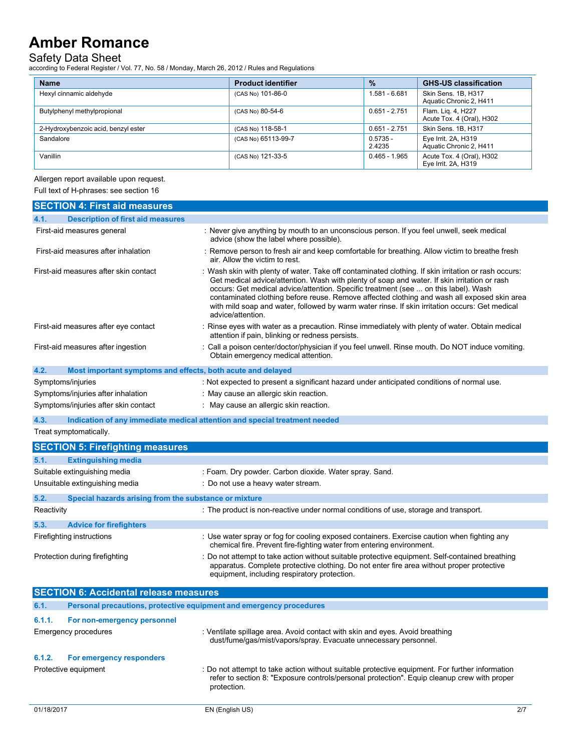| Name | Product identifier | % | GHS-US classification |
|---|---|---|---|
| Hexyl cinnamic aldehyde | (CAS No) 101-86-0 | 1.581 - 6.681 | Skin Sens. 1B, H317<br>Aquatic Chronic 2, H411 |
| Butylphenyl methylpropional | (CAS No) 80-54-6 | 0.651 - 2.751 | Flam. Liq. 4, H227<br>Acute Tox. 4 (Oral), H302 |
| 2-Hydroxybenzoic acid, benzyl ester | (CAS No) 118-58-1 | 0.651 - 2.751 | Skin Sens. 1B, H317 |
| Sandalore | (CAS No) 65113-99-7 | 0.5735 - 2.4235 | Eye Irrit. 2A, H319<br>Aquatic Chronic 2, H411 |
| Vanillin | (CAS No) 121-33-5 | 0.465 - 1.965 | Acute Tox. 4 (Oral), H302<br>Eye Irrit. 2A, H319 |

Allergen report available upon request.

Full text of H-phrases: see section 16

## SECTION 4: First aid measures

### 4.1. Description of first aid measures

First-aid measures general : Never give anything by mouth to an unconscious person. If you feel unwell, seek medical advice (show the label where possible).

First-aid measures after inhalation : Remove person to fresh air and keep comfortable for breathing. Allow victim to breathe fresh air. Allow the victim to rest.

First-aid measures after skin contact : Wash skin with plenty of water. Take off contaminated clothing. If skin irritation or rash occurs: Get medical advice/attention. Wash with plenty of soap and water. If skin irritation or rash occurs: Get medical advice/attention. Specific treatment (see ... on this label). Wash contaminated clothing before reuse. Remove affected clothing and wash all exposed skin area with mild soap and water, followed by warm water rinse. If skin irritation occurs: Get medical advice/attention.

First-aid measures after eye contact : Rinse eyes with water as a precaution. Rinse immediately with plenty of water. Obtain medical attention if pain, blinking or redness persists.

First-aid measures after ingestion : Call a poison center/doctor/physician if you feel unwell. Rinse mouth. Do NOT induce vomiting. Obtain emergency medical attention.

### 4.2. Most important symptoms and effects, both acute and delayed

Symptoms/injuries : Not expected to present a significant hazard under anticipated conditions of normal use.

Symptoms/injuries after inhalation : May cause an allergic skin reaction.

Symptoms/injuries after skin contact : May cause an allergic skin reaction.

### 4.3. Indication of any immediate medical attention and special treatment needed

Treat symptomatically.

## SECTION 5: Firefighting measures

### 5.1. Extinguishing media

Suitable extinguishing media : Foam. Dry powder. Carbon dioxide. Water spray. Sand.

Unsuitable extinguishing media : Do not use a heavy water stream.

### 5.2. Special hazards arising from the substance or mixture

Reactivity : The product is non-reactive under normal conditions of use, storage and transport.

### 5.3. Advice for firefighters

Firefighting instructions : Use water spray or fog for cooling exposed containers. Exercise caution when fighting any chemical fire. Prevent fire-fighting water from entering environment.

Protection during firefighting : Do not attempt to take action without suitable protective equipment. Self-contained breathing apparatus. Complete protective clothing. Do not enter fire area without proper protective equipment, including respiratory protection.

## SECTION 6: Accidental release measures

### 6.1. Personal precautions, protective equipment and emergency procedures

#### 6.1.1. For non-emergency personnel

Emergency procedures : Ventilate spillage area. Avoid contact with skin and eyes. Avoid breathing dust/fume/gas/mist/vapors/spray. Evacuate unnecessary personnel.

#### 6.1.2. For emergency responders

Protective equipment : Do not attempt to take action without suitable protective equipment. For further information refer to section 8: "Exposure controls/personal protection". Equip cleanup crew with proper protection.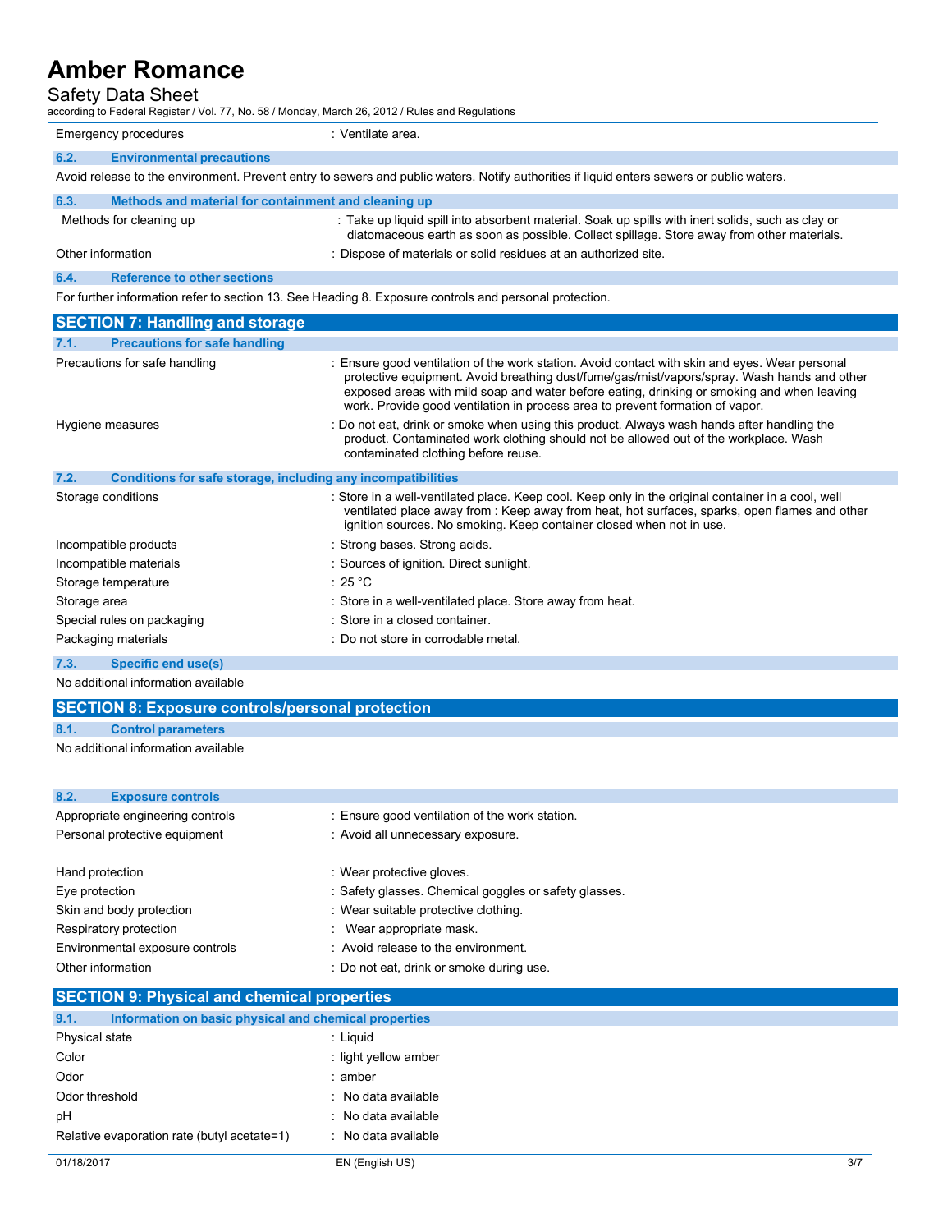Emergency procedures : Ventilate area.

### 6.2. Environmental precautions

Avoid release to the environment. Prevent entry to sewers and public waters. Notify authorities if liquid enters sewers or public waters.

### 6.3. Methods and material for containment and cleaning up

| | |
|---|---|
| Methods for cleaning up | : Take up liquid spill into absorbent material. Soak up spills with inert solids, such as clay or diatomaceous earth as soon as possible. Collect spillage. Store away from other materials. |
| Other information | : Dispose of materials or solid residues at an authorized site. |

### 6.4. Reference to other sections

For further information refer to section 13. See Heading 8. Exposure controls and personal protection.

## SECTION 7: Handling and storage

### 7.1. Precautions for safe handling

| | |
|---|---|
| Precautions for safe handling | : Ensure good ventilation of the work station. Avoid contact with skin and eyes. Wear personal protective equipment. Avoid breathing dust/fume/gas/mist/vapors/spray. Wash hands and other exposed areas with mild soap and water before eating, drinking or smoking and when leaving work. Provide good ventilation in process area to prevent formation of vapor. |
| Hygiene measures | : Do not eat, drink or smoke when using this product. Always wash hands after handling the product. Contaminated work clothing should not be allowed out of the workplace. Wash contaminated clothing before reuse. |

### 7.2. Conditions for safe storage, including any incompatibilities

| | |
|---|---|
| Storage conditions | : Store in a well-ventilated place. Keep cool. Keep only in the original container in a cool, well ventilated place away from : Keep away from heat, hot surfaces, sparks, open flames and other ignition sources. No smoking. Keep container closed when not in use. |
| Incompatible products | : Strong bases. Strong acids. |
| Incompatible materials | : Sources of ignition. Direct sunlight. |
| Storage temperature | : 25 °C |
| Storage area | : Store in a well-ventilated place. Store away from heat. |
| Special rules on packaging | : Store in a closed container. |
| Packaging materials | : Do not store in corrodable metal. |

### 7.3. Specific end use(s)

No additional information available

## SECTION 8: Exposure controls/personal protection

### 8.1. Control parameters

No additional information available

### 8.2. Exposure controls

| | |
|---|---|
| Appropriate engineering controls | : Ensure good ventilation of the work station. |
| Personal protective equipment | : Avoid all unnecessary exposure. |
| Hand protection | : Wear protective gloves. |
| Eye protection | : Safety glasses. Chemical goggles or safety glasses. |
| Skin and body protection | : Wear suitable protective clothing. |
| Respiratory protection | : Wear appropriate mask. |
| Environmental exposure controls | : Avoid release to the environment. |
| Other information | : Do not eat, drink or smoke during use. |

## SECTION 9: Physical and chemical properties

### 9.1. Information on basic physical and chemical properties

| | |
|---|---|
| Physical state | : Liquid |
| Color | : light yellow amber |
| Odor | : amber |
| Odor threshold | : No data available |
| pH | : No data available |
| Relative evaporation rate (butyl acetate=1) | : No data available |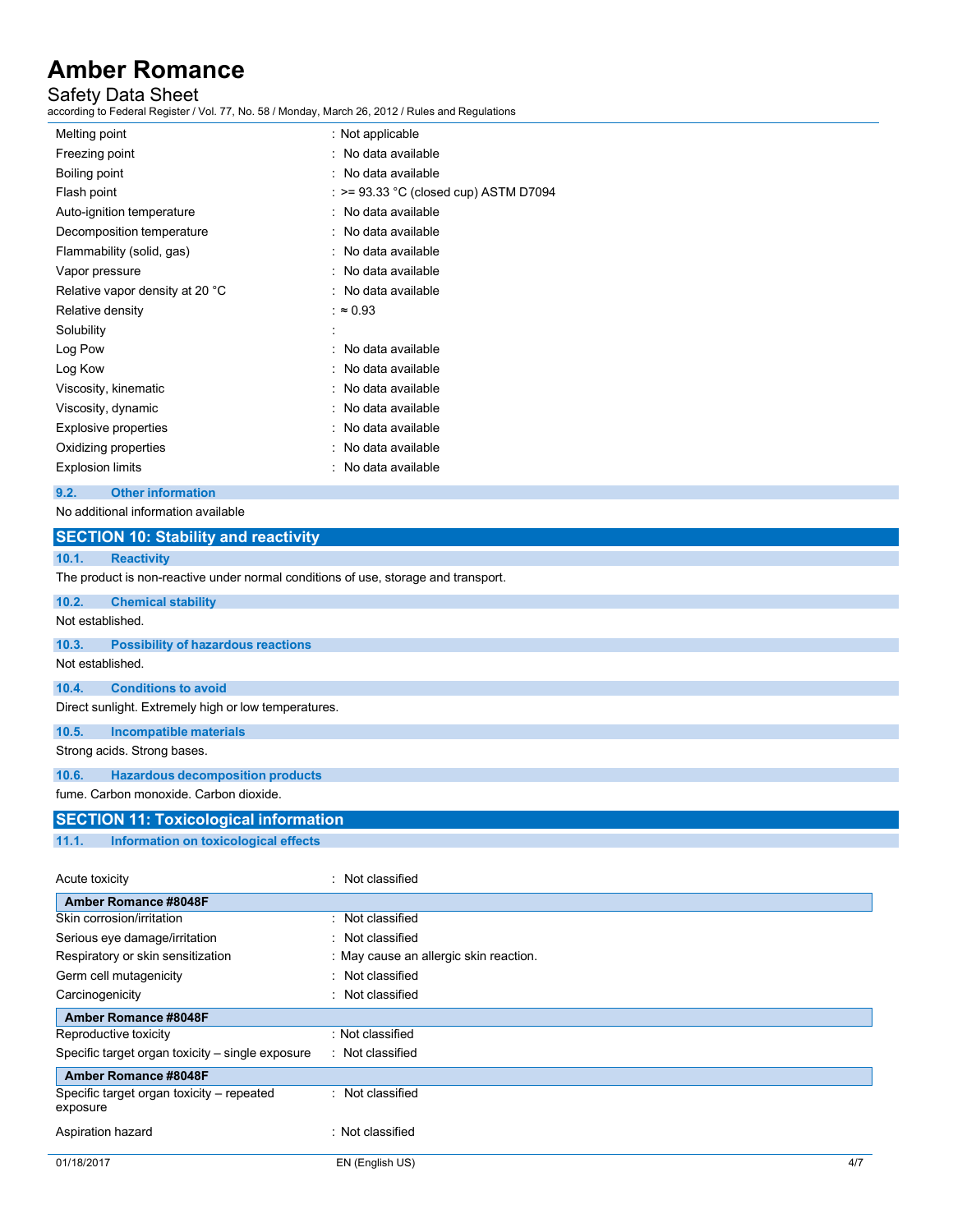| | |
|---|---|
| Melting point | : Not applicable |
| Freezing point | : No data available |
| Boiling point | : No data available |
| Flash point | : >= 93.33 °C (closed cup) ASTM D7094 |
| Auto-ignition temperature | : No data available |
| Decomposition temperature | : No data available |
| Flammability (solid, gas) | : No data available |
| Vapor pressure | : No data available |
| Relative vapor density at 20 °C | : No data available |
| Relative density | : ≈ 0.93 |
| Solubility | : |
| Log Pow | : No data available |
| Log Kow | : No data available |
| Viscosity, kinematic | : No data available |
| Viscosity, dynamic | : No data available |
| Explosive properties | : No data available |
| Oxidizing properties | : No data available |
| Explosion limits | : No data available |

### 9.2. Other information

No additional information available

## SECTION 10: Stability and reactivity

### 10.1. Reactivity

The product is non-reactive under normal conditions of use, storage and transport.

### 10.2. Chemical stability

Not established.

### 10.3. Possibility of hazardous reactions

Not established.

### 10.4. Conditions to avoid

Direct sunlight. Extremely high or low temperatures.

### 10.5. Incompatible materials

Strong acids. Strong bases.

### 10.6. Hazardous decomposition products

fume. Carbon monoxide. Carbon dioxide.

## SECTION 11: Toxicological information

### 11.1. Information on toxicological effects

| | |
|---|---|
| Acute toxicity | : Not classified |

| **Amber Romance #8048F** | |
|---|---|
| Skin corrosion/irritation | : Not classified |
| Serious eye damage/irritation | : Not classified |
| Respiratory or skin sensitization | : May cause an allergic skin reaction. |
| Germ cell mutagenicity | : Not classified |
| Carcinogenicity | : Not classified |

| **Amber Romance #8048F** | |
|---|---|
| Reproductive toxicity | : Not classified |
| Specific target organ toxicity – single exposure | : Not classified |

| **Amber Romance #8048F** | |
|---|---|
| Specific target organ toxicity – repeated exposure | : Not classified |
| Aspiration hazard | : Not classified |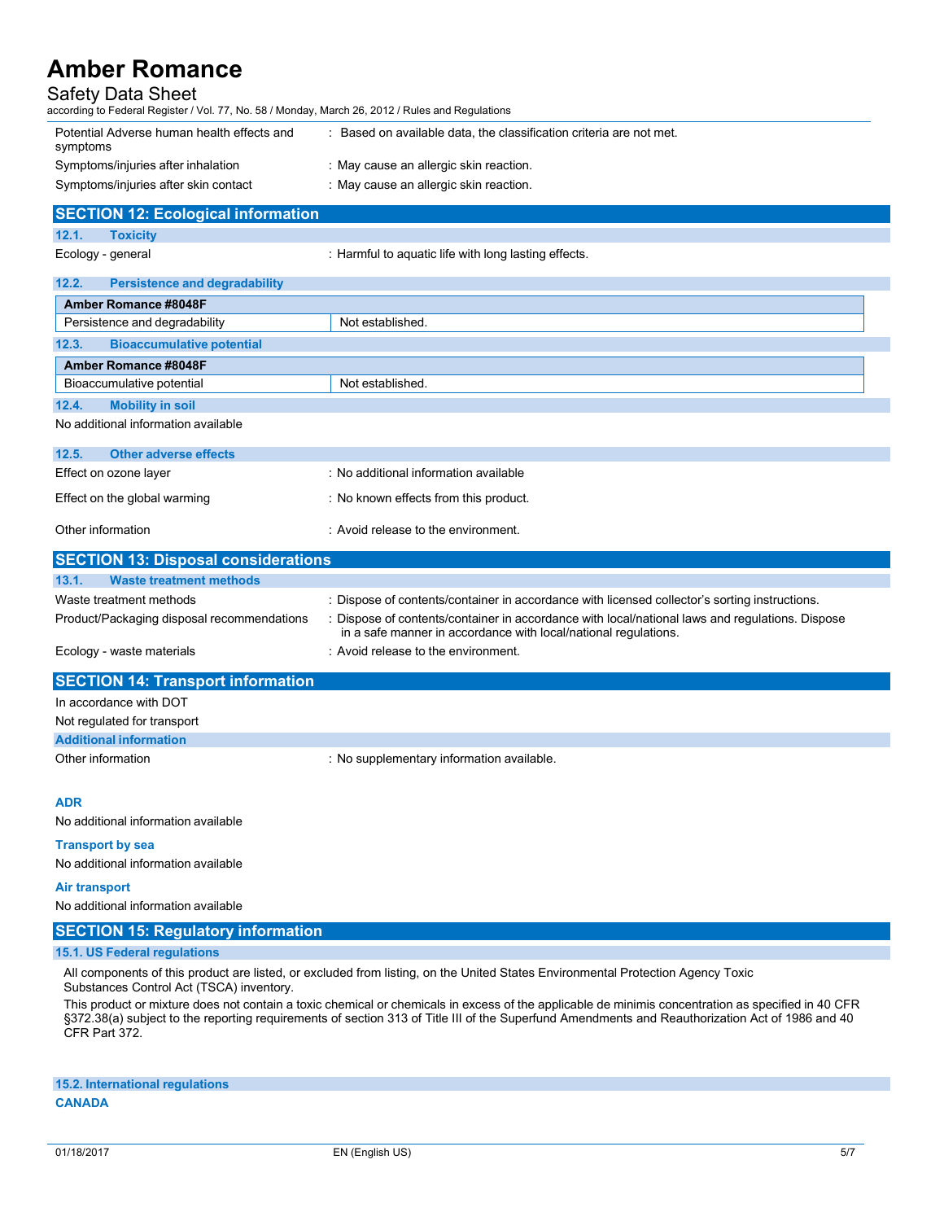| | |
|---|---|
| Potential Adverse human health effects and symptoms | : Based on available data, the classification criteria are not met. |
| Symptoms/injuries after inhalation | : May cause an allergic skin reaction. |
| Symptoms/injuries after skin contact | : May cause an allergic skin reaction. |

## SECTION 12: Ecological information

### 12.1. Toxicity

Ecology - general : Harmful to aquatic life with long lasting effects.

### 12.2. Persistence and degradability

| Amber Romance #8048F | |
|---|---|
| Persistence and degradability | Not established. |

### 12.3. Bioaccumulative potential

| Amber Romance #8048F | |
|---|---|
| Bioaccumulative potential | Not established. |

### 12.4. Mobility in soil

No additional information available

### 12.5. Other adverse effects

| | |
|---|---|
| Effect on ozone layer | : No additional information available |
| Effect on the global warming | : No known effects from this product. |
| Other information | : Avoid release to the environment. |

## SECTION 13: Disposal considerations

### 13.1. Waste treatment methods

| | |
|---|---|
| Waste treatment methods | : Dispose of contents/container in accordance with licensed collector's sorting instructions. |
| Product/Packaging disposal recommendations | : Dispose of contents/container in accordance with local/national laws and regulations. Dispose in a safe manner in accordance with local/national regulations. |
| Ecology - waste materials | : Avoid release to the environment. |

## SECTION 14: Transport information

In accordance with DOT

Not regulated for transport

### Additional information

Other information : No supplementary information available.

**ADR**

No additional information available

**Transport by sea**

No additional information available

**Air transport**

No additional information available

## SECTION 15: Regulatory information

### 15.1. US Federal regulations

All components of this product are listed, or excluded from listing, on the United States Environmental Protection Agency Toxic Substances Control Act (TSCA) inventory.

This product or mixture does not contain a toxic chemical or chemicals in excess of the applicable de minimis concentration as specified in 40 CFR §372.38(a) subject to the reporting requirements of section 313 of Title III of the Superfund Amendments and Reauthorization Act of 1986 and 40 CFR Part 372.

### 15.2. International regulations

**CANADA**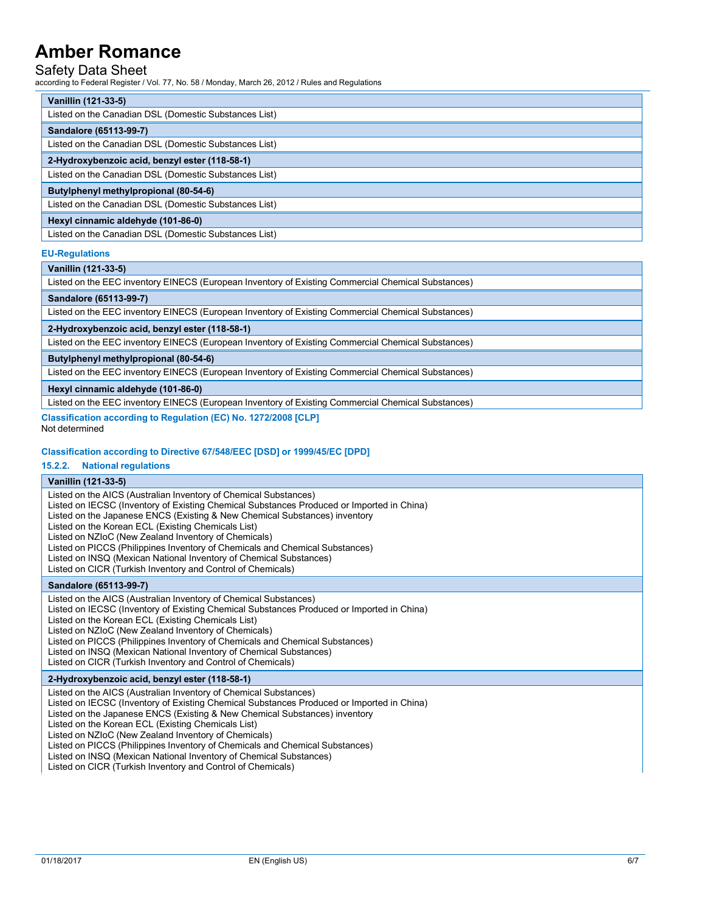| Vanillin (121-33-5) |
| --- |
| Listed on the Canadian DSL (Domestic Substances List) |

| Sandalore (65113-99-7) |
| --- |
| Listed on the Canadian DSL (Domestic Substances List) |

| 2-Hydroxybenzoic acid, benzyl ester (118-58-1) |
| --- |
| Listed on the Canadian DSL (Domestic Substances List) |

| Butylphenyl methylpropional (80-54-6) |
| --- |
| Listed on the Canadian DSL (Domestic Substances List) |

| Hexyl cinnamic aldehyde (101-86-0) |
| --- |
| Listed on the Canadian DSL (Domestic Substances List) |

**EU-Regulations**

| Vanillin (121-33-5) |
| --- |
| Listed on the EEC inventory EINECS (European Inventory of Existing Commercial Chemical Substances) |

| Sandalore (65113-99-7) |
| --- |
| Listed on the EEC inventory EINECS (European Inventory of Existing Commercial Chemical Substances) |

| 2-Hydroxybenzoic acid, benzyl ester (118-58-1) |
| --- |
| Listed on the EEC inventory EINECS (European Inventory of Existing Commercial Chemical Substances) |

| Butylphenyl methylpropional (80-54-6) |
| --- |
| Listed on the EEC inventory EINECS (European Inventory of Existing Commercial Chemical Substances) |

| Hexyl cinnamic aldehyde (101-86-0) |
| --- |
| Listed on the EEC inventory EINECS (European Inventory of Existing Commercial Chemical Substances) |

**Classification according to Regulation (EC) No. 1272/2008 [CLP]**

Not determined

**Classification according to Directive 67/548/EEC [DSD] or 1999/45/EC [DPD]**

### 15.2.2. National regulations

| Vanillin (121-33-5) |
| --- |
| Listed on the AICS (Australian Inventory of Chemical Substances)<br>Listed on IECSC (Inventory of Existing Chemical Substances Produced or Imported in China)<br>Listed on the Japanese ENCS (Existing & New Chemical Substances) inventory<br>Listed on the Korean ECL (Existing Chemicals List)<br>Listed on NZIoC (New Zealand Inventory of Chemicals)<br>Listed on PICCS (Philippines Inventory of Chemicals and Chemical Substances)<br>Listed on INSQ (Mexican National Inventory of Chemical Substances)<br>Listed on CICR (Turkish Inventory and Control of Chemicals) |

| Sandalore (65113-99-7) |
| --- |
| Listed on the AICS (Australian Inventory of Chemical Substances)<br>Listed on IECSC (Inventory of Existing Chemical Substances Produced or Imported in China)<br>Listed on the Korean ECL (Existing Chemicals List)<br>Listed on NZIoC (New Zealand Inventory of Chemicals)<br>Listed on PICCS (Philippines Inventory of Chemicals and Chemical Substances)<br>Listed on INSQ (Mexican National Inventory of Chemical Substances)<br>Listed on CICR (Turkish Inventory and Control of Chemicals) |

| 2-Hydroxybenzoic acid, benzyl ester (118-58-1) |
| --- |
| Listed on the AICS (Australian Inventory of Chemical Substances)<br>Listed on IECSC (Inventory of Existing Chemical Substances Produced or Imported in China)<br>Listed on the Japanese ENCS (Existing & New Chemical Substances) inventory<br>Listed on the Korean ECL (Existing Chemicals List)<br>Listed on NZIoC (New Zealand Inventory of Chemicals)<br>Listed on PICCS (Philippines Inventory of Chemicals and Chemical Substances)<br>Listed on INSQ (Mexican National Inventory of Chemical Substances)<br>Listed on CICR (Turkish Inventory and Control of Chemicals) |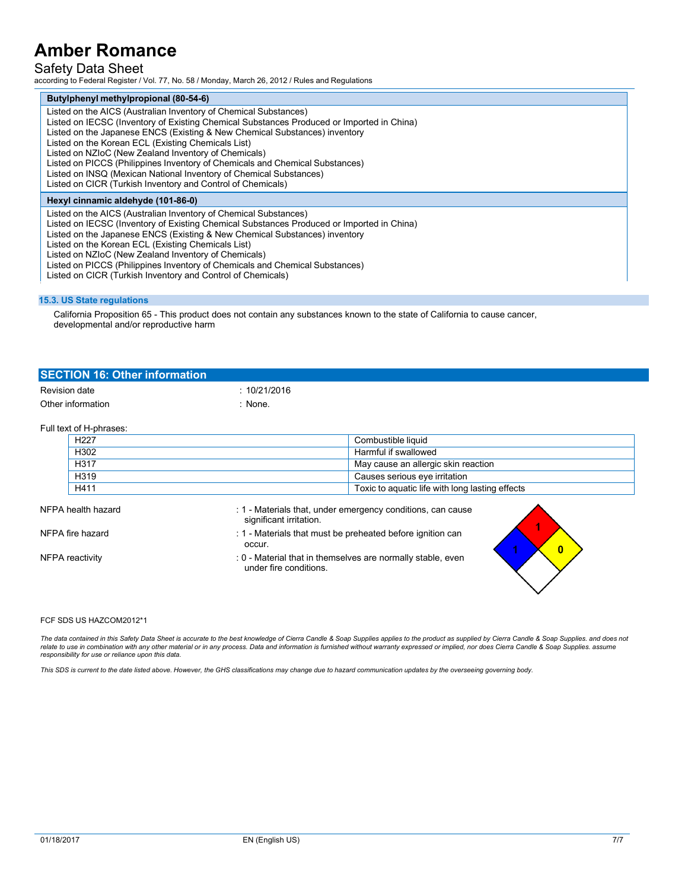| Butylphenyl methylpropional (80-54-6) |
| --- |
| Listed on the AICS (Australian Inventory of Chemical Substances)<br>Listed on IECSC (Inventory of Existing Chemical Substances Produced or Imported in China)<br>Listed on the Japanese ENCS (Existing & New Chemical Substances) inventory<br>Listed on the Korean ECL (Existing Chemicals List)<br>Listed on NZIoC (New Zealand Inventory of Chemicals)<br>Listed on PICCS (Philippines Inventory of Chemicals and Chemical Substances)<br>Listed on INSQ (Mexican National Inventory of Chemical Substances)<br>Listed on CICR (Turkish Inventory and Control of Chemicals) |
| **Hexyl cinnamic aldehyde (101-86-0)** |
| Listed on the AICS (Australian Inventory of Chemical Substances)<br>Listed on IECSC (Inventory of Existing Chemical Substances Produced or Imported in China)<br>Listed on the Japanese ENCS (Existing & New Chemical Substances) inventory<br>Listed on the Korean ECL (Existing Chemicals List)<br>Listed on NZIoC (New Zealand Inventory of Chemicals)<br>Listed on PICCS (Philippines Inventory of Chemicals and Chemical Substances)<br>Listed on CICR (Turkish Inventory and Control of Chemicals) |

### 15.3. US State regulations

California Proposition 65 - This product does not contain any substances known to the state of California to cause cancer, developmental and/or reproductive harm

## SECTION 16: Other information

Revision date : 10/21/2016

Other information : None.

Full text of H-phrases:

| | |
| --- | --- |
| H227 | Combustible liquid |
| H302 | Harmful if swallowed |
| H317 | May cause an allergic skin reaction |
| H319 | Causes serious eye irritation |
| H411 | Toxic to aquatic life with long lasting effects |

NFPA health hazard : 1 - Materials that, under emergency conditions, can cause significant irritation.

NFPA fire hazard : 1 - Materials that must be preheated before ignition can occur.

NFPA reactivity : 0 - Material that in themselves are normally stable, even under fire conditions.

1

1

0

FCF SDS US HAZCOM2012*1

*The data contained in this Safety Data Sheet is accurate to the best knowledge of Cierra Candle & Soap Supplies applies to the product as supplied by Cierra Candle & Soap Supplies. and does not relate to use in combination with any other material or in any process. Data and information is furnished without warranty expressed or implied, nor does Cierra Candle & Soap Supplies. assume responsibility for use or reliance upon this data.*

*This SDS is current to the date listed above. However, the GHS classifications may change due to hazard communication updates by the overseeing governing body.*